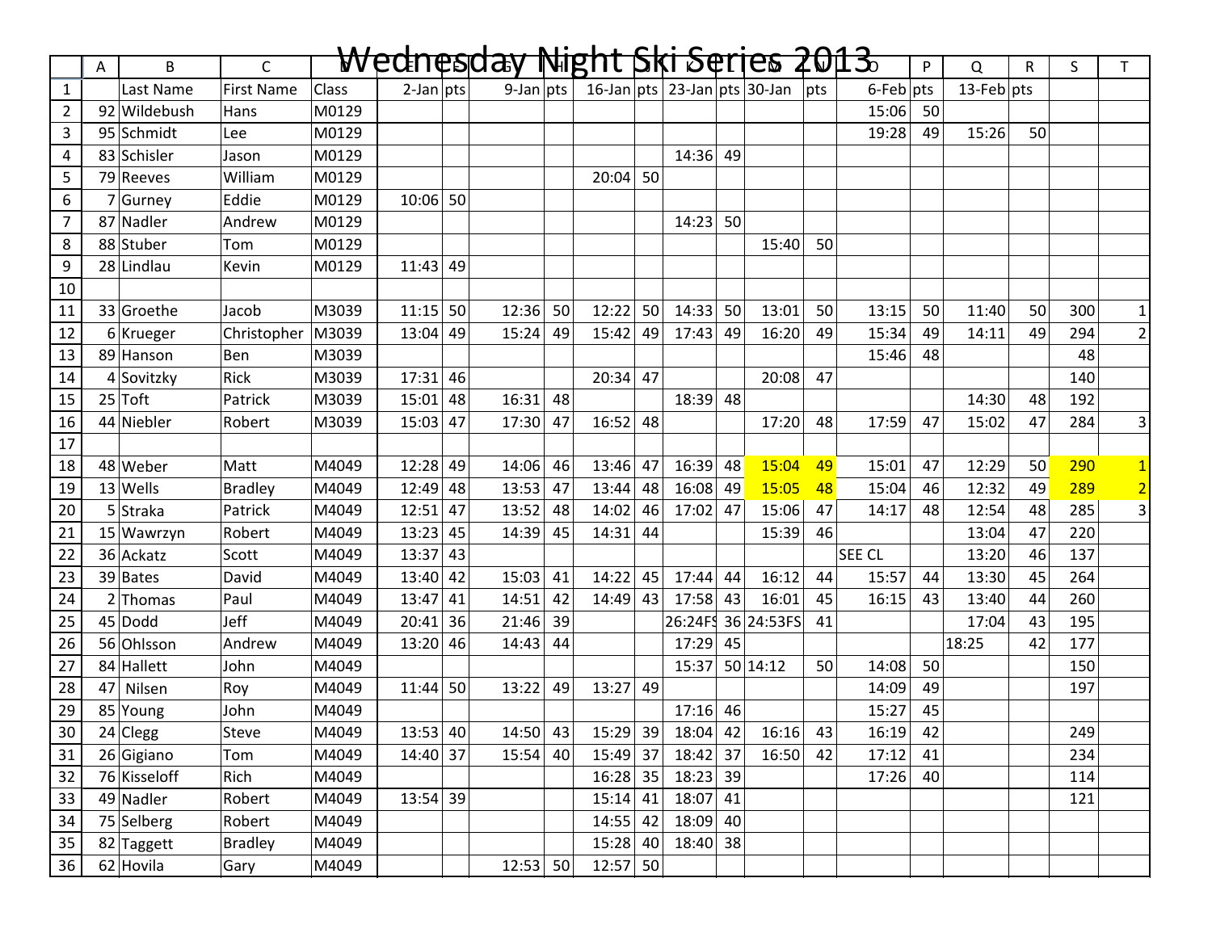# Wednesday Night Ski Series 2013

| | A | B | C | D | E | F | G | H | I | J | K | L | M | N | O | P | Q | R | S | T |
|---|---|---|---|---|---|---|---|---|---|---|---|---|---|---|---|---|---|---|---|---|
| 1 | | Last Name | First Name | Class | 2-Jan | pts | 9-Jan | pts | 16-Jan | pts | 23-Jan | pts | 30-Jan | pts | 6-Feb | pts | 13-Feb | pts | | |
| 2 | 92 | Wildebush | Hans | M0129 | | | | | | | | | | | 15:06 | 50 | | | | |
| 3 | 95 | Schmidt | Lee | M0129 | | | | | | | | | | | 19:28 | 49 | 15:26 | 50 | | |
| 4 | 83 | Schisler | Jason | M0129 | | | | | | | 14:36 | 49 | | | | | | | | |
| 5 | 79 | Reeves | William | M0129 | | | | | 20:04 | 50 | | | | | | | | | | |
| 6 | 7 | Gurney | Eddie | M0129 | 10:06 | 50 | | | | | | | | | | | | | | |
| 7 | 87 | Nadler | Andrew | M0129 | | | | | | | 14:23 | 50 | | | | | | | | |
| 8 | 88 | Stuber | Tom | M0129 | | | | | | | | | 15:40 | 50 | | | | | | |
| 9 | 28 | Lindlau | Kevin | M0129 | 11:43 | 49 | | | | | | | | | | | | | | |
| 10 | | | | | | | | | | | | | | | | | | | | |
| 11 | 33 | Groethe | Jacob | M3039 | 11:15 | 50 | 12:36 | 50 | 12:22 | 50 | 14:33 | 50 | 13:01 | 50 | 13:15 | 50 | 11:40 | 50 | 300 | 1 |
| 12 | 6 | Krueger | Christopher | M3039 | 13:04 | 49 | 15:24 | 49 | 15:42 | 49 | 17:43 | 49 | 16:20 | 49 | 15:34 | 49 | 14:11 | 49 | 294 | 2 |
| 13 | 89 | Hanson | Ben | M3039 | | | | | | | | | | | 15:46 | 48 | | | 48 | |
| 14 | 4 | Sovitzky | Rick | M3039 | 17:31 | 46 | | | 20:34 | 47 | | | 20:08 | 47 | | | | | 140 | |
| 15 | 25 | Toft | Patrick | M3039 | 15:01 | 48 | 16:31 | 48 | | | 18:39 | 48 | | | | | 14:30 | 48 | 192 | |
| 16 | 44 | Niebler | Robert | M3039 | 15:03 | 47 | 17:30 | 47 | 16:52 | 48 | | | 17:20 | 48 | 17:59 | 47 | 15:02 | 47 | 284 | 3 |
| 17 | | | | | | | | | | | | | | | | | | | | |
| 18 | 48 | Weber | Matt | M4049 | 12:28 | 49 | 14:06 | 46 | 13:46 | 47 | 16:39 | 48 | 15:04 | 49 | 15:01 | 47 | 12:29 | 50 | 290 | 1 |
| 19 | 13 | Wells | Bradley | M4049 | 12:49 | 48 | 13:53 | 47 | 13:44 | 48 | 16:08 | 49 | 15:05 | 48 | 15:04 | 46 | 12:32 | 49 | 289 | 2 |
| 20 | 5 | Straka | Patrick | M4049 | 12:51 | 47 | 13:52 | 48 | 14:02 | 46 | 17:02 | 47 | 15:06 | 47 | 14:17 | 48 | 12:54 | 48 | 285 | 3 |
| 21 | 15 | Wawrzyn | Robert | M4049 | 13:23 | 45 | 14:39 | 45 | 14:31 | 44 | | | 15:39 | 46 | | | 13:04 | 47 | 220 | |
| 22 | 36 | Ackatz | Scott | M4049 | 13:37 | 43 | | | | | | | | | SEE CL | | 13:20 | 46 | 137 | |
| 23 | 39 | Bates | David | M4049 | 13:40 | 42 | 15:03 | 41 | 14:22 | 45 | 17:44 | 44 | 16:12 | 44 | 15:57 | 44 | 13:30 | 45 | 264 | |
| 24 | 2 | Thomas | Paul | M4049 | 13:47 | 41 | 14:51 | 42 | 14:49 | 43 | 17:58 | 43 | 16:01 | 45 | 16:15 | 43 | 13:40 | 44 | 260 | |
| 25 | 45 | Dodd | Jeff | M4049 | 20:41 | 36 | 21:46 | 39 | | | 26:24FS | 36 | 24:53FS | 41 | | | 17:04 | 43 | 195 | |
| 26 | 56 | Ohlsson | Andrew | M4049 | 13:20 | 46 | 14:43 | 44 | | | 17:29 | 45 | | | | | 18:25 | 42 | 177 | |
| 27 | 84 | Hallett | John | M4049 | | | | | | | 15:37 | 50 | 14:12 | 50 | 14:08 | 50 | | | 150 | |
| 28 | 47 | Nilsen | Roy | M4049 | 11:44 | 50 | 13:22 | 49 | 13:27 | 49 | | | | | 14:09 | 49 | | | 197 | |
| 29 | 85 | Young | John | M4049 | | | | | | | 17:16 | 46 | | | 15:27 | 45 | | | | |
| 30 | 24 | Clegg | Steve | M4049 | 13:53 | 40 | 14:50 | 43 | 15:29 | 39 | 18:04 | 42 | 16:16 | 43 | 16:19 | 42 | | | 249 | |
| 31 | 26 | Gigiano | Tom | M4049 | 14:40 | 37 | 15:54 | 40 | 15:49 | 37 | 18:42 | 37 | 16:50 | 42 | 17:12 | 41 | | | 234 | |
| 32 | 76 | Kisseloff | Rich | M4049 | | | | | 16:28 | 35 | 18:23 | 39 | | | 17:26 | 40 | | | 114 | |
| 33 | 49 | Nadler | Robert | M4049 | 13:54 | 39 | | | 15:14 | 41 | 18:07 | 41 | | | | | | | 121 | |
| 34 | 75 | Selberg | Robert | M4049 | | | | | 14:55 | 42 | 18:09 | 40 | | | | | | | | |
| 35 | 82 | Taggett | Bradley | M4049 | | | | | 15:28 | 40 | 18:40 | 38 | | | | | | | | |
| 36 | 62 | Hovila | Gary | M4049 | | | 12:53 | 50 | 12:57 | 50 | | | | | | | | | | |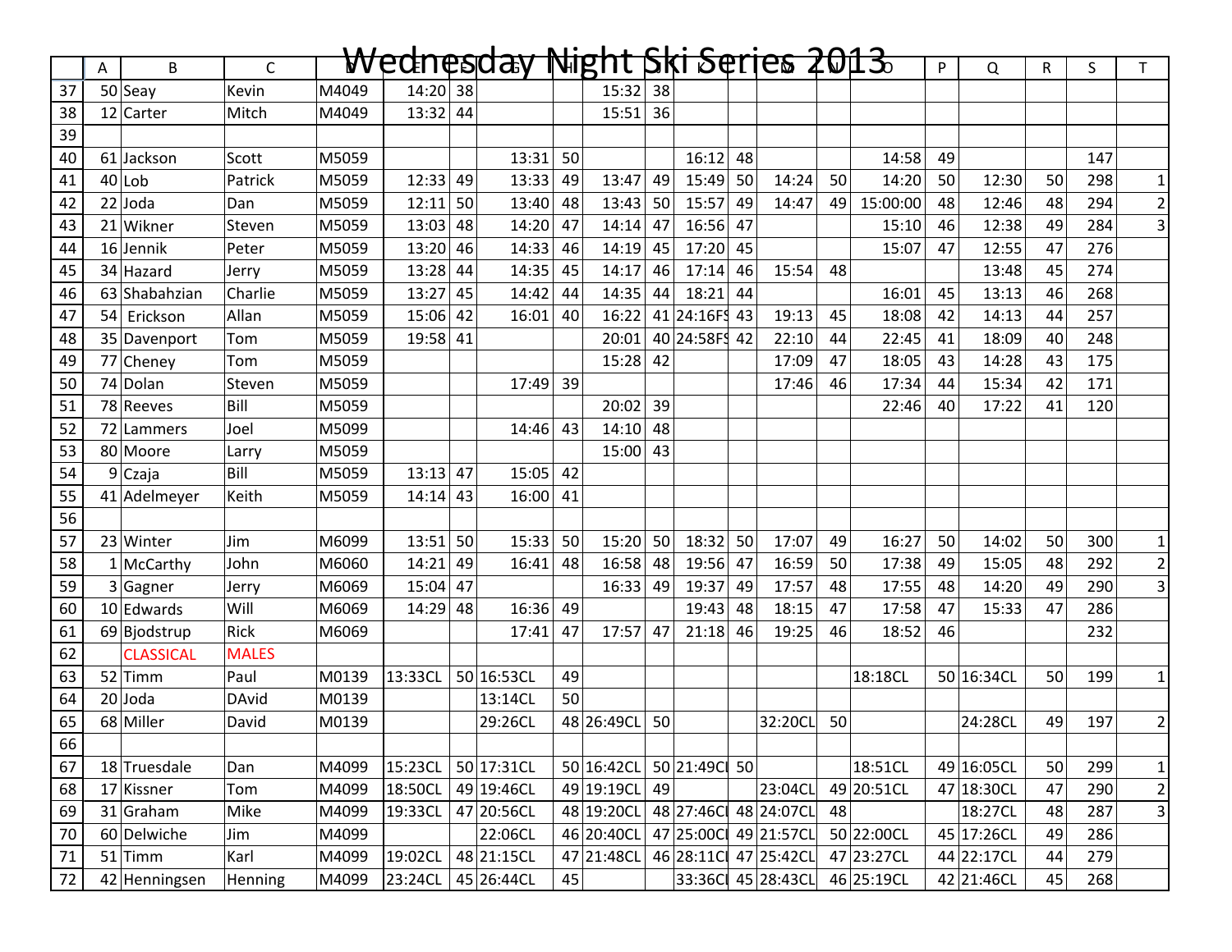# Wednesday Night Ski Series 2013

| | A | B | C | D | E | F | G | H | I | J | K | L | M | N | O | P | Q | R | S | T |
|---|---|---|---|---|---|---|---|---|---|---|---|---|---|---|---|---|---|---|---|---|
| 37 | 50 | Seay | Kevin | M4049 | 14:20 | 38 | | | 15:32 | 38 | | | | | | | | | | |
| 38 | 12 | Carter | Mitch | M4049 | 13:32 | 44 | | | 15:51 | 36 | | | | | | | | | | |
| 39 | | | | | | | | | | | | | | | | | | | | |
| 40 | 61 | Jackson | Scott | M5059 | | | 13:31 | 50 | | | 16:12 | 48 | | | 14:58 | 49 | | | 147 | |
| 41 | 40 | Lob | Patrick | M5059 | 12:33 | 49 | 13:33 | 49 | 13:47 | 49 | 15:49 | 50 | 14:24 | 50 | 14:20 | 50 | 12:30 | 50 | 298 | 1 |
| 42 | 22 | Joda | Dan | M5059 | 12:11 | 50 | 13:40 | 48 | 13:43 | 50 | 15:57 | 49 | 14:47 | 49 | 15:00:00 | 48 | 12:46 | 48 | 294 | 2 |
| 43 | 21 | Wikner | Steven | M5059 | 13:03 | 48 | 14:20 | 47 | 14:14 | 47 | 16:56 | 47 | | | 15:10 | 46 | 12:38 | 49 | 284 | 3 |
| 44 | 16 | Jennik | Peter | M5059 | 13:20 | 46 | 14:33 | 46 | 14:19 | 45 | 17:20 | 45 | | | 15:07 | 47 | 12:55 | 47 | 276 | |
| 45 | 34 | Hazard | Jerry | M5059 | 13:28 | 44 | 14:35 | 45 | 14:17 | 46 | 17:14 | 46 | 15:54 | 48 | | | 13:48 | 45 | 274 | |
| 46 | 63 | Shabahzian | Charlie | M5059 | 13:27 | 45 | 14:42 | 44 | 14:35 | 44 | 18:21 | 44 | | | 16:01 | 45 | 13:13 | 46 | 268 | |
| 47 | 54 | Erickson | Allan | M5059 | 15:06 | 42 | 16:01 | 40 | 16:22 | 41 | 24:16FS | 43 | 19:13 | 45 | 18:08 | 42 | 14:13 | 44 | 257 | |
| 48 | 35 | Davenport | Tom | M5059 | 19:58 | 41 | | | 20:01 | 40 | 24:58FS | 42 | 22:10 | 44 | 22:45 | 41 | 18:09 | 40 | 248 | |
| 49 | 77 | Cheney | Tom | M5059 | | | | | 15:28 | 42 | | | 17:09 | 47 | 18:05 | 43 | 14:28 | 43 | 175 | |
| 50 | 74 | Dolan | Steven | M5059 | | | 17:49 | 39 | | | | | 17:46 | 46 | 17:34 | 44 | 15:34 | 42 | 171 | |
| 51 | 78 | Reeves | Bill | M5059 | | | | | 20:02 | 39 | | | | | 22:46 | 40 | 17:22 | 41 | 120 | |
| 52 | 72 | Lammers | Joel | M5099 | | | 14:46 | 43 | 14:10 | 48 | | | | | | | | | | |
| 53 | 80 | Moore | Larry | M5059 | | | | | 15:00 | 43 | | | | | | | | | | |
| 54 | 9 | Czaja | Bill | M5059 | 13:13 | 47 | 15:05 | 42 | | | | | | | | | | | | |
| 55 | 41 | Adelmeyer | Keith | M5059 | 14:14 | 43 | 16:00 | 41 | | | | | | | | | | | | |
| 56 | | | | | | | | | | | | | | | | | | | | |
| 57 | 23 | Winter | Jim | M6099 | 13:51 | 50 | 15:33 | 50 | 15:20 | 50 | 18:32 | 50 | 17:07 | 49 | 16:27 | 50 | 14:02 | 50 | 300 | 1 |
| 58 | 1 | McCarthy | John | M6060 | 14:21 | 49 | 16:41 | 48 | 16:58 | 48 | 19:56 | 47 | 16:59 | 50 | 17:38 | 49 | 15:05 | 48 | 292 | 2 |
| 59 | 3 | Gagner | Jerry | M6069 | 15:04 | 47 | | | 16:33 | 49 | 19:37 | 49 | 17:57 | 48 | 17:55 | 48 | 14:20 | 49 | 290 | 3 |
| 60 | 10 | Edwards | Will | M6069 | 14:29 | 48 | 16:36 | 49 | | | 19:43 | 48 | 18:15 | 47 | 17:58 | 47 | 15:33 | 47 | 286 | |
| 61 | 69 | Bjodstrup | Rick | M6069 | | | 17:41 | 47 | 17:57 | 47 | 21:18 | 46 | 19:25 | 46 | 18:52 | 46 | | | 232 | |
| 62 | | CLASSICAL | MALES | | | | | | | | | | | | | | | | | |
| 63 | 52 | Timm | Paul | M0139 | 13:33CL | 50 | 16:53CL | 49 | | | | | | | 18:18CL | 50 | 16:34CL | 50 | 199 | 1 |
| 64 | 20 | Joda | DAvid | M0139 | | | 13:14CL | 50 | | | | | | | | | | | | |
| 65 | 68 | Miller | David | M0139 | | | 29:26CL | 48 | 26:49CL | 50 | | | 32:20CL | 50 | | | 24:28CL | 49 | 197 | 2 |
| 66 | | | | | | | | | | | | | | | | | | | | |
| 67 | 18 | Truesdale | Dan | M4099 | 15:23CL | 50 | 17:31CL | 50 | 16:42CL | 50 | 21:49CL | 50 | | | 18:51CL | 49 | 16:05CL | 50 | 299 | 1 |
| 68 | 17 | Kissner | Tom | M4099 | 18:50CL | 49 | 19:46CL | 49 | 19:19CL | 49 | | | 23:04CL | 49 | 20:51CL | 47 | 18:30CL | 47 | 290 | 2 |
| 69 | 31 | Graham | Mike | M4099 | 19:33CL | 47 | 20:56CL | 48 | 19:20CL | 48 | 27:46CL | 48 | 24:07CL | 48 | | | 18:27CL | 48 | 287 | 3 |
| 70 | 60 | Delwiche | Jim | M4099 | | | 22:06CL | 46 | 20:40CL | 47 | 25:00CL | 49 | 21:57CL | 50 | 22:00CL | 45 | 17:26CL | 49 | 286 | |
| 71 | 51 | Timm | Karl | M4099 | 19:02CL | 48 | 21:15CL | 47 | 21:48CL | 46 | 28:11CL | 47 | 25:42CL | 47 | 23:27CL | 44 | 22:17CL | 44 | 279 | |
| 72 | 42 | Henningsen | Henning | M4099 | 23:24CL | 45 | 26:44CL | 45 | | | 33:36CL | 45 | 28:43CL | 46 | 25:19CL | 42 | 21:46CL | 45 | 268 | |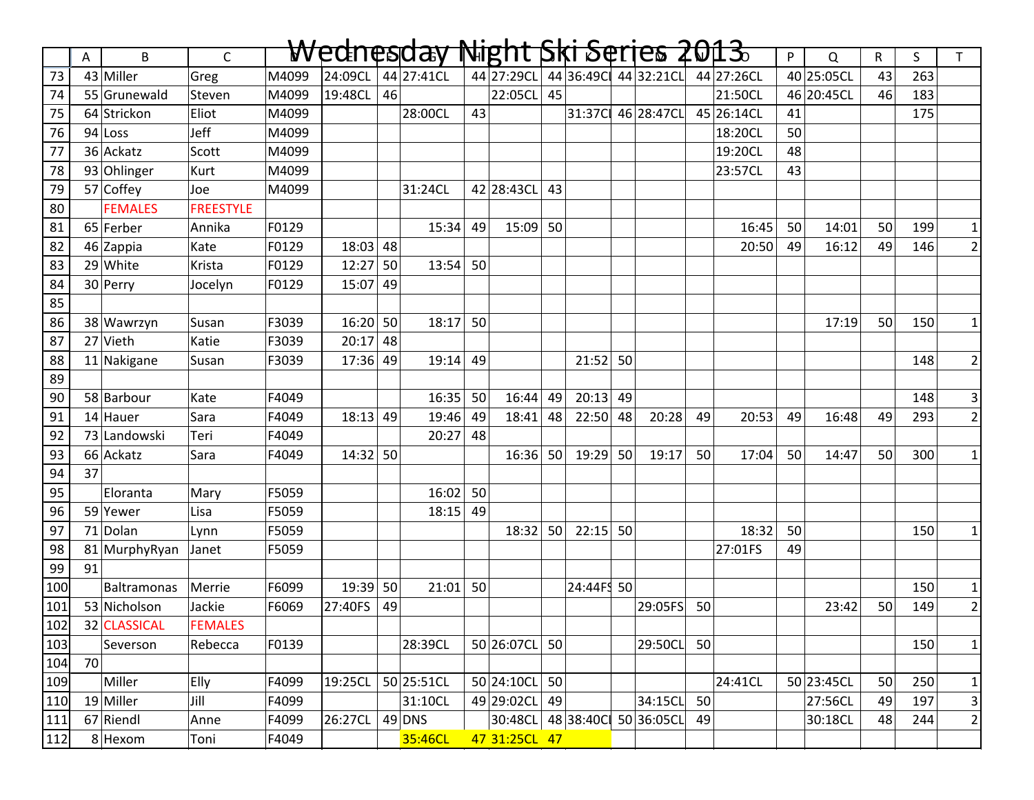# Wednesday Night Ski Series 2013

| | A | B | C | D | E | F | G | H | I | J | K | L | M | N | O | P | Q | R | S | T |
|---|---|---|---|---|---|---|---|---|---|---|---|---|---|---|---|---|---|---|---|---|
| 73 | 43 | Miller | Greg | M4099 | 24:09CL | 44 | 27:41CL | 44 | 27:29CL | 44 | 36:49CL | 44 | 32:21CL | 44 | 27:26CL | 40 | 25:05CL | 43 | 263 | |
| 74 | 55 | Grunewald | Steven | M4099 | 19:48CL | 46 | | | 22:05CL | 45 | | | | | 21:50CL | 46 | 20:45CL | 46 | 183 | |
| 75 | 64 | Strickon | Eliot | M4099 | | | 28:00CL | 43 | | | 31:37CL | 46 | 28:47CL | 45 | 26:14CL | 41 | | | 175 | |
| 76 | 94 | Loss | Jeff | M4099 | | | | | | | | | | | 18:20CL | 50 | | | | |
| 77 | 36 | Ackatz | Scott | M4099 | | | | | | | | | | | 19:20CL | 48 | | | | |
| 78 | 93 | Ohlinger | Kurt | M4099 | | | | | | | | | | | 23:57CL | 43 | | | | |
| 79 | 57 | Coffey | Joe | M4099 | | | 31:24CL | 42 | 28:43CL | 43 | | | | | | | | | | |
| 80 | | FEMALES | FREESTYLE | | | | | | | | | | | | | | | | | |
| 81 | 65 | Ferber | Annika | F0129 | | | 15:34 | 49 | 15:09 | 50 | | | | | 16:45 | 50 | 14:01 | 50 | 199 | 1 |
| 82 | 46 | Zappia | Kate | F0129 | 18:03 | 48 | | | | | | | | | 20:50 | 49 | 16:12 | 49 | 146 | 2 |
| 83 | 29 | White | Krista | F0129 | 12:27 | 50 | 13:54 | 50 | | | | | | | | | | | | |
| 84 | 30 | Perry | Jocelyn | F0129 | 15:07 | 49 | | | | | | | | | | | | | | |
| 85 | | | | | | | | | | | | | | | | | | | | |
| 86 | 38 | Wawrzyn | Susan | F3039 | 16:20 | 50 | 18:17 | 50 | | | | | | | | | 17:19 | 50 | 150 | 1 |
| 87 | 27 | Vieth | Katie | F3039 | 20:17 | 48 | | | | | | | | | | | | | | |
| 88 | 11 | Nakigane | Susan | F3039 | 17:36 | 49 | 19:14 | 49 | | | 21:52 | 50 | | | | | | | 148 | 2 |
| 89 | | | | | | | | | | | | | | | | | | | | |
| 90 | 58 | Barbour | Kate | F4049 | | | 16:35 | 50 | 16:44 | 49 | 20:13 | 49 | | | | | | | 148 | 3 |
| 91 | 14 | Hauer | Sara | F4049 | 18:13 | 49 | 19:46 | 49 | 18:41 | 48 | 22:50 | 48 | 20:28 | 49 | 20:53 | 49 | 16:48 | 49 | 293 | 2 |
| 92 | 73 | Landowski | Teri | F4049 | | | 20:27 | 48 | | | | | | | | | | | | |
| 93 | 66 | Ackatz | Sara | F4049 | 14:32 | 50 | | | 16:36 | 50 | 19:29 | 50 | 19:17 | 50 | 17:04 | 50 | 14:47 | 50 | 300 | 1 |
| 94 | 37 | | | | | | | | | | | | | | | | | | | |
| 95 | | Eloranta | Mary | F5059 | | | 16:02 | 50 | | | | | | | | | | | | |
| 96 | 59 | Yewer | Lisa | F5059 | | | 18:15 | 49 | | | | | | | | | | | | |
| 97 | 71 | Dolan | Lynn | F5059 | | | | | 18:32 | 50 | 22:15 | 50 | | | 18:32 | 50 | | | 150 | 1 |
| 98 | 81 | MurphyRyan | Janet | F5059 | | | | | | | | | | | 27:01FS | 49 | | | | |
| 99 | 91 | | | | | | | | | | | | | | | | | | | |
| 100 | | Baltramonas | Merrie | F6099 | 19:39 | 50 | 21:01 | 50 | | | 24:44FS | 50 | | | | | | | 150 | 1 |
| 101 | 53 | Nicholson | Jackie | F6069 | 27:40FS | 49 | | | | | | | 29:05FS | 50 | | | 23:42 | 50 | 149 | 2 |
| 102 | 32 | CLASSICAL | FEMALES | | | | | | | | | | | | | | | | | |
| 103 | | Severson | Rebecca | F0139 | | | 28:39CL | 50 | 26:07CL | 50 | | | 29:50CL | 50 | | | | | 150 | 1 |
| 104 | 70 | | | | | | | | | | | | | | | | | | | |
| 109 | | Miller | Elly | F4099 | 19:25CL | 50 | 25:51CL | 50 | 24:10CL | 50 | | | | | 24:41CL | 50 | 23:45CL | 50 | 250 | 1 |
| 110 | 19 | Miller | Jill | F4099 | | | 31:10CL | 49 | 29:02CL | 49 | | | 34:15CL | 50 | | | 27:56CL | 49 | 197 | 3 |
| 111 | 67 | Riendl | Anne | F4099 | 26:27CL | 49 | DNS | | 30:48CL | 48 | 38:40CL | 50 | 36:05CL | 49 | | | 30:18CL | 48 | 244 | 2 |
| 112 | 8 | Hexom | Toni | F4049 | | | 35:46CL | 47 | 31:25CL | 47 | | | | | | | | | | |